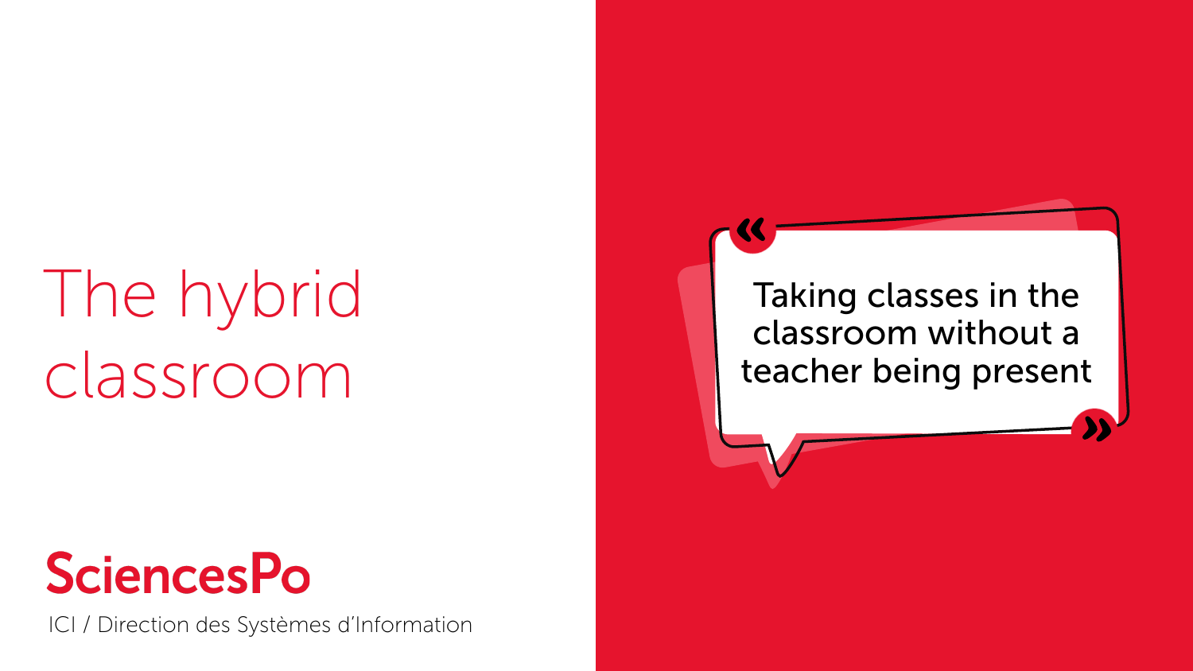# The hybrid classroom

**SciencesPo**

ICI / Direction des Systèmes d'Information

« Taking classes in the classroom without a teacher being present »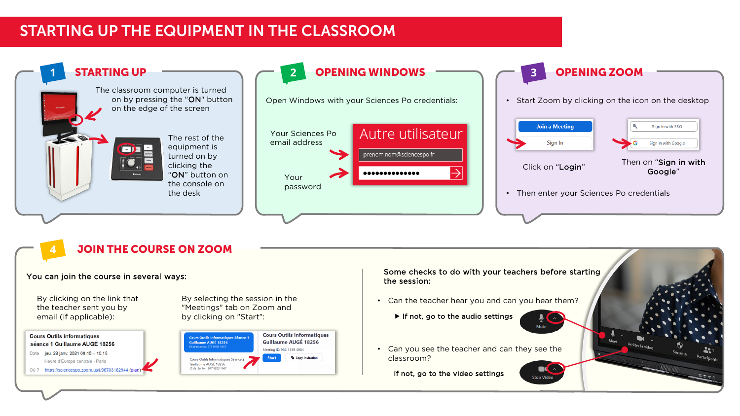# STARTING UP THE EQUIPMENT IN THE CLASSROOM

## 1 STARTING UP

The classroom computer is turned on by pressing the "**ON**" button on the edge of the screen

The rest of the equipment is turned on by clicking the "**ON**" button on the console on the desk

## 2 OPENING WINDOWS

Open Windows with your Sciences Po credentials:

Your Sciences Po email address

Your password

Autre utilisateur

prenom.nom@sciencespo.fr

## 3 OPENING ZOOM

- Start Zoom by clicking on the icon on the desktop

Join a Meeting

Sign In

Click on "**Login**"

Sign In with SSO

Sign In with Google

Then on "**Sign in with Google**"

- Then enter your Sciences Po credentials

## 4 JOIN THE COURSE ON ZOOM

You can join the course in several ways:

By clicking on the link that the teacher sent you by email (if applicable):

Cours Outils informatiques séance 1 Guillaume AUGÉ 18256
Date jeu. 28 janv. 2021 08:15 – 10:15
Heure d'Europe centrale - Paris
Où ? https://sciencespo.zoom.us/j/96703162944 (plain)

By selecting the session in the "Meetings" tab on Zoom and by clicking on "Start":

Cours Outils Informatiques Séance 1 Guillaume AUGÉ 18256
Cours Outils Informatiques Séance 2 Guillaume AUGÉ 18256
Cours Outils Informatiques Guillaume AUGÉ 18256
Meeting ID: 986 1139 4084
Start
Copy Invitation

Some checks to do with your teachers before starting the session:

- Can the teacher hear you and can you hear them?
  - ▶ **If not, go to the audio settings**
- Can you see the teacher and can they see the classroom?
  - **if not, go to the video settings**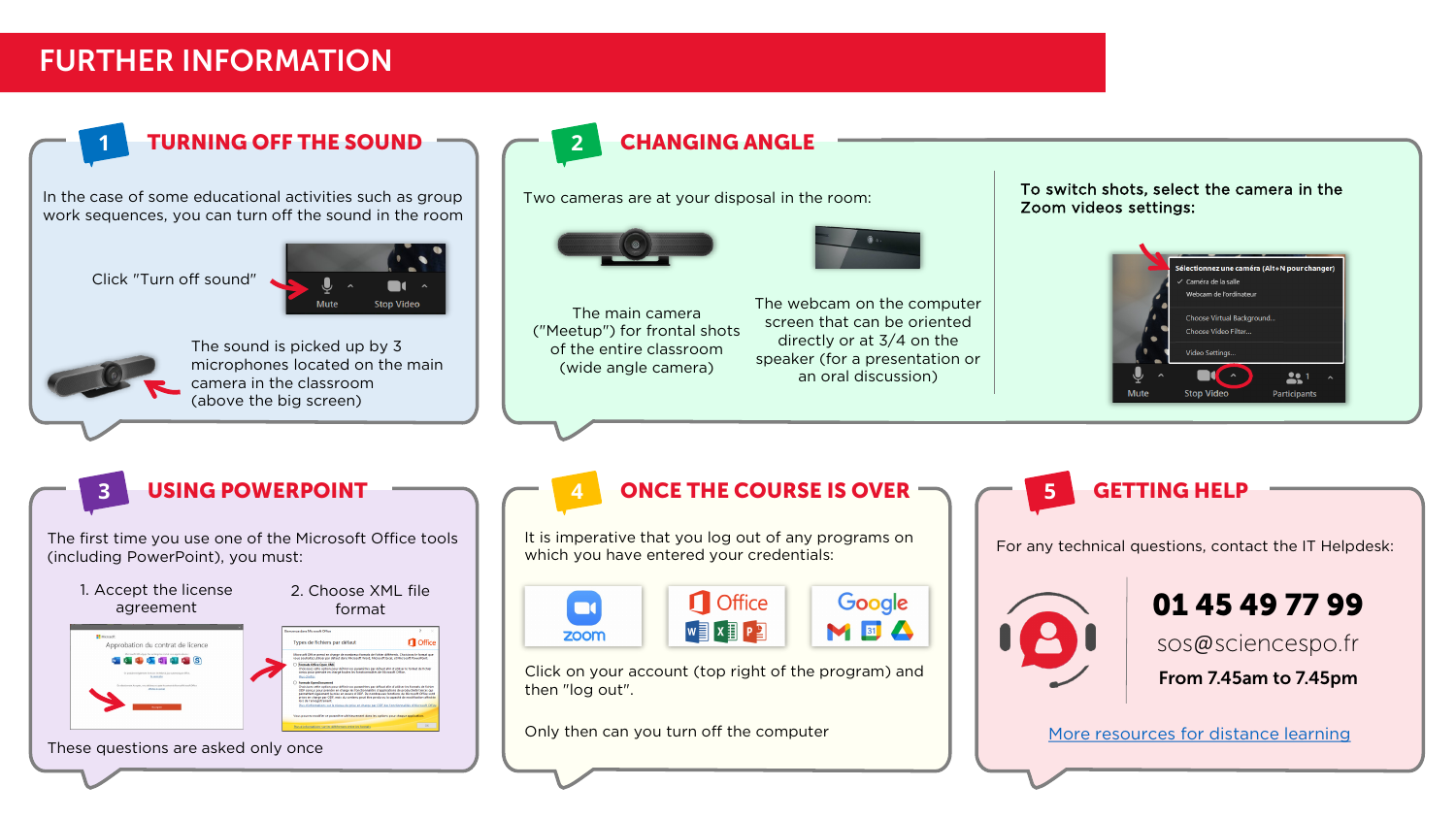# FURTHER INFORMATION

## 1 TURNING OFF THE SOUND

In the case of some educational activities such as group work sequences, you can turn off the sound in the room

Click "Turn off sound"

Mute

Stop Video

The sound is picked up by 3 microphones located on the main camera in the classroom (above the big screen)

## 2 CHANGING ANGLE

Two cameras are at your disposal in the room:

The main camera ("Meetup") for frontal shots of the entire classroom (wide angle camera)

The webcam on the computer screen that can be oriented directly or at 3/4 on the speaker (for a presentation or an oral discussion)

To switch shots, select the camera in the Zoom videos settings:

Sélectionnez une caméra (Alt+N pour changer)

✓ Caméra de la salle

Webcam de l'ordinateur

Choose Virtual Background...

Choose Video Filter...

Video Settings...

Mute

Stop Video

Participants

## 3 USING POWERPOINT

The first time you use one of the Microsoft Office tools (including PowerPoint), you must:

1. Accept the license agreement
2. Choose XML file format

These questions are asked only once

## 4 ONCE THE COURSE IS OVER

It is imperative that you log out of any programs on which you have entered your credentials:

zoom

Office

Google

Click on your account (top right of the program) and then "log out".

Only then can you turn off the computer

## 5 GETTING HELP

For any technical questions, contact the IT Helpdesk:

**01 45 49 77 99**

sos@sciencespo.fr

**From 7.45am to 7.45pm**

More resources for distance learning